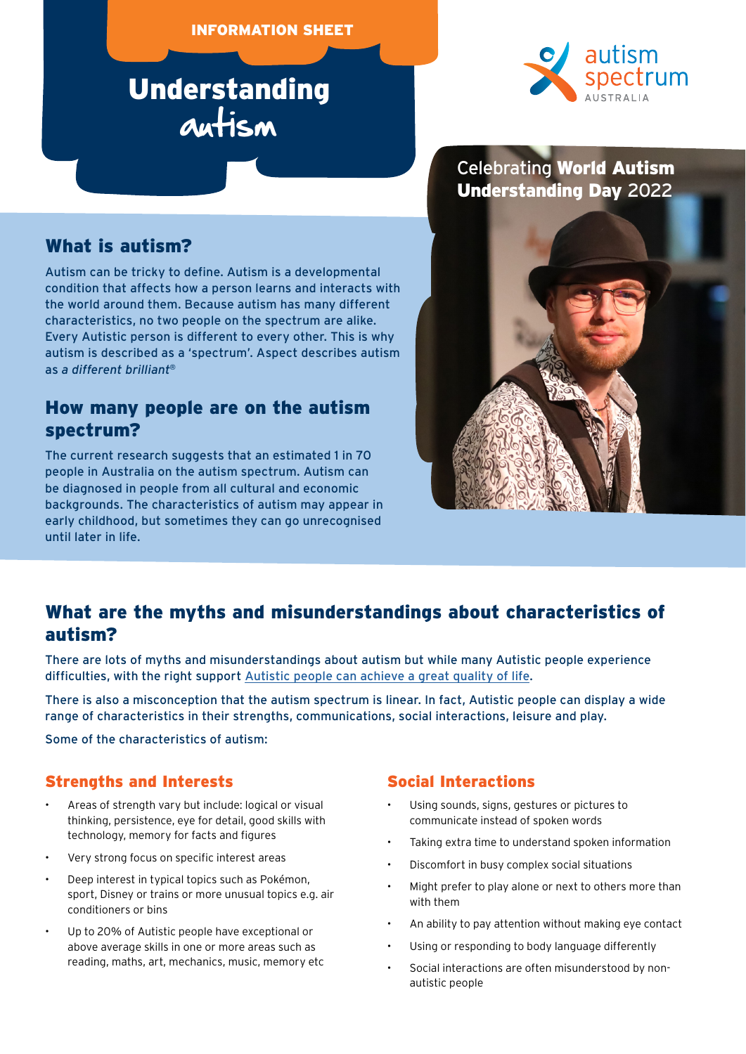INFORMATION SHEET

# Understanding autism

autism spectrum AUSTRALIA

Celebrating **World Autism Understanding Day** 2022

## What is autism?

Autism can be tricky to define. Autism is a developmental condition that affects how a person learns and interacts with the world around them. Because autism has many different characteristics, no two people on the spectrum are alike. Every Autistic person is different to every other. This is why autism is described as a 'spectrum'. Aspect describes autism as *a different brilliant*®

## How many people are on the autism spectrum?

The current research suggests that an estimated 1 in 70 people in Australia on the autism spectrum. Autism can be diagnosed in people from all cultural and economic backgrounds. The characteristics of autism may appear in early childhood, but sometimes they can go unrecognised until later in life.

## What are the myths and misunderstandings about characteristics of autism?

There are lots of myths and misunderstandings about autism but while many Autistic people experience difficulties, with the right support Autistic people can achieve a great quality of life.

There is also a misconception that the autism spectrum is linear. In fact, Autistic people can display a wide range of characteristics in their strengths, communications, social interactions, leisure and play.

Some of the characteristics of autism:

### Strengths and Interests

- Areas of strength vary but include: logical or visual thinking, persistence, eye for detail, good skills with technology, memory for facts and figures
- Very strong focus on specific interest areas
- Deep interest in typical topics such as Pokémon, sport, Disney or trains or more unusual topics e.g. air conditioners or bins
- Up to 20% of Autistic people have exceptional or above average skills in one or more areas such as reading, maths, art, mechanics, music, memory etc

### Social Interactions

- Using sounds, signs, gestures or pictures to communicate instead of spoken words
- Taking extra time to understand spoken information
- Discomfort in busy complex social situations
- Might prefer to play alone or next to others more than with them
- An ability to pay attention without making eye contact
- Using or responding to body language differently
- Social interactions are often misunderstood by non-autistic people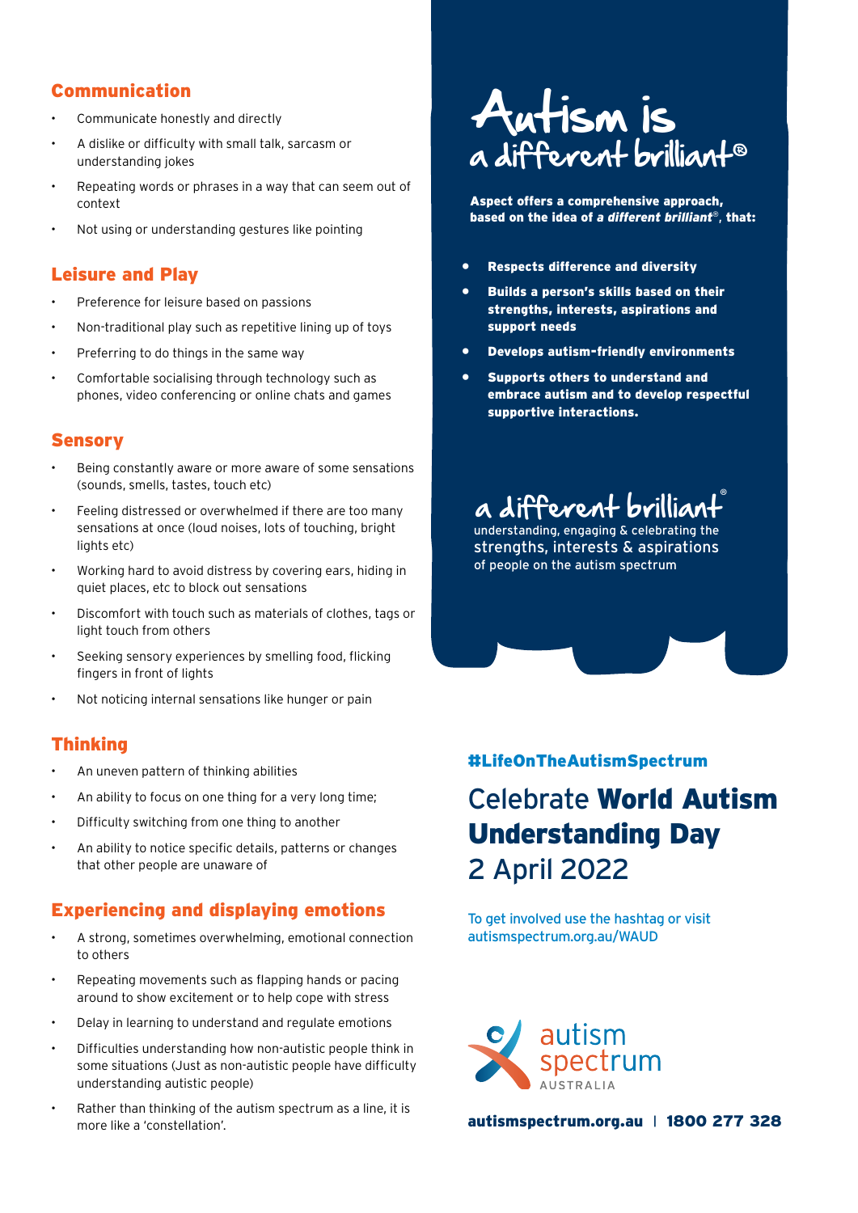## Communication

- Communicate honestly and directly
- A dislike or difficulty with small talk, sarcasm or understanding jokes
- Repeating words or phrases in a way that can seem out of context
- Not using or understanding gestures like pointing

## Leisure and Play

- Preference for leisure based on passions
- Non-traditional play such as repetitive lining up of toys
- Preferring to do things in the same way
- Comfortable socialising through technology such as phones, video conferencing or online chats and games

## Sensory

- Being constantly aware or more aware of some sensations (sounds, smells, tastes, touch etc)
- Feeling distressed or overwhelmed if there are too many sensations at once (loud noises, lots of touching, bright lights etc)
- Working hard to avoid distress by covering ears, hiding in quiet places, etc to block out sensations
- Discomfort with touch such as materials of clothes, tags or light touch from others
- Seeking sensory experiences by smelling food, flicking fingers in front of lights
- Not noticing internal sensations like hunger or pain

## Thinking

- An uneven pattern of thinking abilities
- An ability to focus on one thing for a very long time;
- Difficulty switching from one thing to another
- An ability to notice specific details, patterns or changes that other people are unaware of

## Experiencing and displaying emotions

- A strong, sometimes overwhelming, emotional connection to others
- Repeating movements such as flapping hands or pacing around to show excitement or to help cope with stress
- Delay in learning to understand and regulate emotions
- Difficulties understanding how non-autistic people think in some situations (Just as non-autistic people have difficulty understanding autistic people)
- Rather than thinking of the autism spectrum as a line, it is more like a 'constellation'.

# Autism is a different brilliant®

**Aspect offers a comprehensive approach, based on the idea of *a different brilliant*®, that:**

- **Respects difference and diversity**
- **Builds a person's skills based on their strengths, interests, aspirations and support needs**
- **Develops autism-friendly environments**
- **Supports others to understand and embrace autism and to develop respectful supportive interactions.**

a different brilliant®
understanding, engaging & celebrating the strengths, interests & aspirations of people on the autism spectrum

**#LifeOnTheAutismSpectrum**

## Celebrate **World Autism Understanding Day** 2 April 2022

To get involved use the hashtag or visit autismspectrum.org.au/WAUD

autism spectrum AUSTRALIA

**autismspectrum.org.au | 1800 277 328**